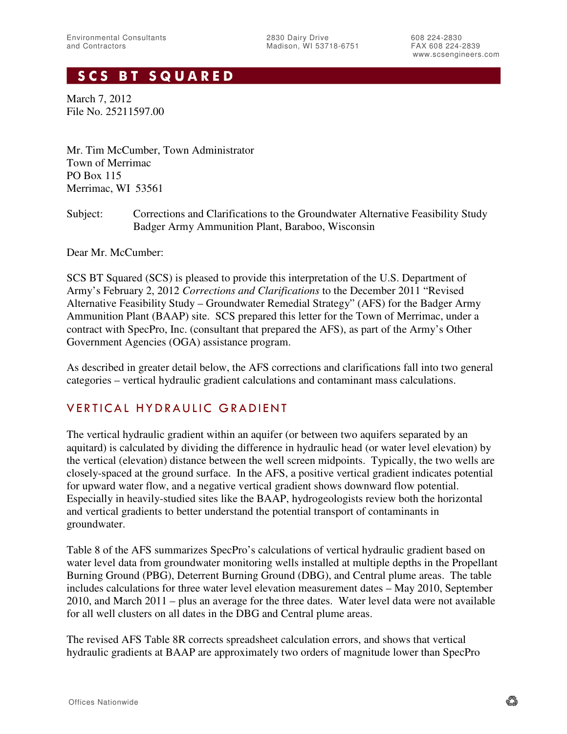Environmental Consultants
and Contractors

2830 Dairy Drive
Madison, WI 53718-6751

608 224-2830
FAX 608 224-2839
www.scsengineers.com

# SCS BT SQUARED

March 7, 2012
File No. 25211597.00

Mr. Tim McCumber, Town Administrator
Town of Merrimac
PO Box 115
Merrimac, WI 53561

Subject: Corrections and Clarifications to the Groundwater Alternative Feasibility Study
Badger Army Ammunition Plant, Baraboo, Wisconsin

Dear Mr. McCumber:

SCS BT Squared (SCS) is pleased to provide this interpretation of the U.S. Department of Army's February 2, 2012 *Corrections and Clarifications* to the December 2011 "Revised Alternative Feasibility Study – Groundwater Remedial Strategy" (AFS) for the Badger Army Ammunition Plant (BAAP) site. SCS prepared this letter for the Town of Merrimac, under a contract with SpecPro, Inc. (consultant that prepared the AFS), as part of the Army's Other Government Agencies (OGA) assistance program.

As described in greater detail below, the AFS corrections and clarifications fall into two general categories – vertical hydraulic gradient calculations and contaminant mass calculations.

## VERTICAL HYDRAULIC GRADIENT

The vertical hydraulic gradient within an aquifer (or between two aquifers separated by an aquitard) is calculated by dividing the difference in hydraulic head (or water level elevation) by the vertical (elevation) distance between the well screen midpoints. Typically, the two wells are closely-spaced at the ground surface. In the AFS, a positive vertical gradient indicates potential for upward water flow, and a negative vertical gradient shows downward flow potential. Especially in heavily-studied sites like the BAAP, hydrogeologists review both the horizontal and vertical gradients to better understand the potential transport of contaminants in groundwater.

Table 8 of the AFS summarizes SpecPro's calculations of vertical hydraulic gradient based on water level data from groundwater monitoring wells installed at multiple depths in the Propellant Burning Ground (PBG), Deterrent Burning Ground (DBG), and Central plume areas. The table includes calculations for three water level elevation measurement dates – May 2010, September 2010, and March 2011 – plus an average for the three dates. Water level data were not available for all well clusters on all dates in the DBG and Central plume areas.

The revised AFS Table 8R corrects spreadsheet calculation errors, and shows that vertical hydraulic gradients at BAAP are approximately two orders of magnitude lower than SpecPro

Offices Nationwide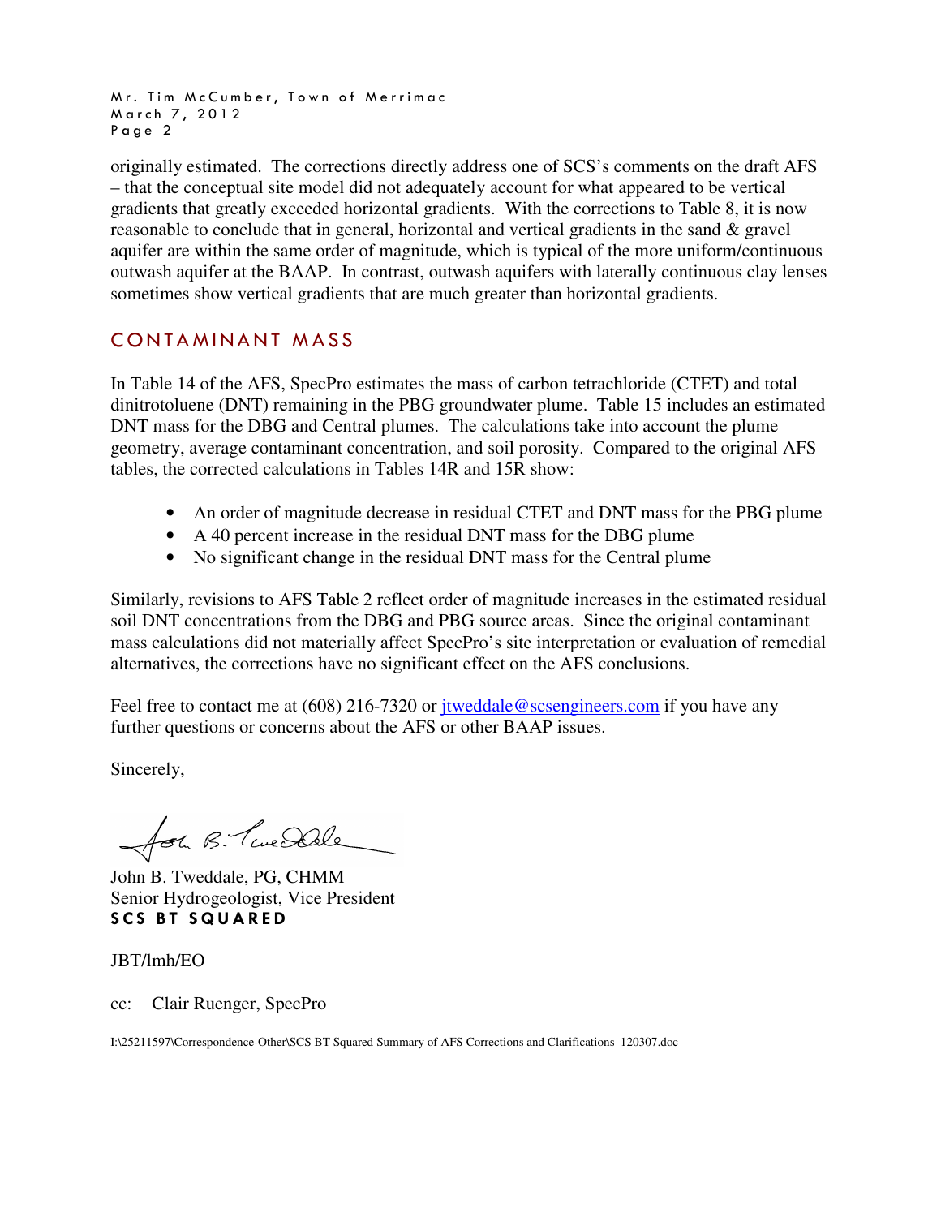originally estimated. The corrections directly address one of SCS's comments on the draft AFS – that the conceptual site model did not adequately account for what appeared to be vertical gradients that greatly exceeded horizontal gradients. With the corrections to Table 8, it is now reasonable to conclude that in general, horizontal and vertical gradients in the sand & gravel aquifer are within the same order of magnitude, which is typical of the more uniform/continuous outwash aquifer at the BAAP. In contrast, outwash aquifers with laterally continuous clay lenses sometimes show vertical gradients that are much greater than horizontal gradients.

## CONTAMINANT MASS

In Table 14 of the AFS, SpecPro estimates the mass of carbon tetrachloride (CTET) and total dinitrotoluene (DNT) remaining in the PBG groundwater plume. Table 15 includes an estimated DNT mass for the DBG and Central plumes. The calculations take into account the plume geometry, average contaminant concentration, and soil porosity. Compared to the original AFS tables, the corrected calculations in Tables 14R and 15R show:

- An order of magnitude decrease in residual CTET and DNT mass for the PBG plume
- A 40 percent increase in the residual DNT mass for the DBG plume
- No significant change in the residual DNT mass for the Central plume

Similarly, revisions to AFS Table 2 reflect order of magnitude increases in the estimated residual soil DNT concentrations from the DBG and PBG source areas. Since the original contaminant mass calculations did not materially affect SpecPro's site interpretation or evaluation of remedial alternatives, the corrections have no significant effect on the AFS conclusions.

Feel free to contact me at (608) 216-7320 or jtweddale@scsengineers.com if you have any further questions or concerns about the AFS or other BAAP issues.

Sincerely,

John B. Tweddale, PG, CHMM
Senior Hydrogeologist, Vice President
**SCS BT SQUARED**

JBT/lmh/EO

cc: Clair Ruenger, SpecPro

I:\25211597\Correspondence-Other\SCS BT Squared Summary of AFS Corrections and Clarifications_120307.doc